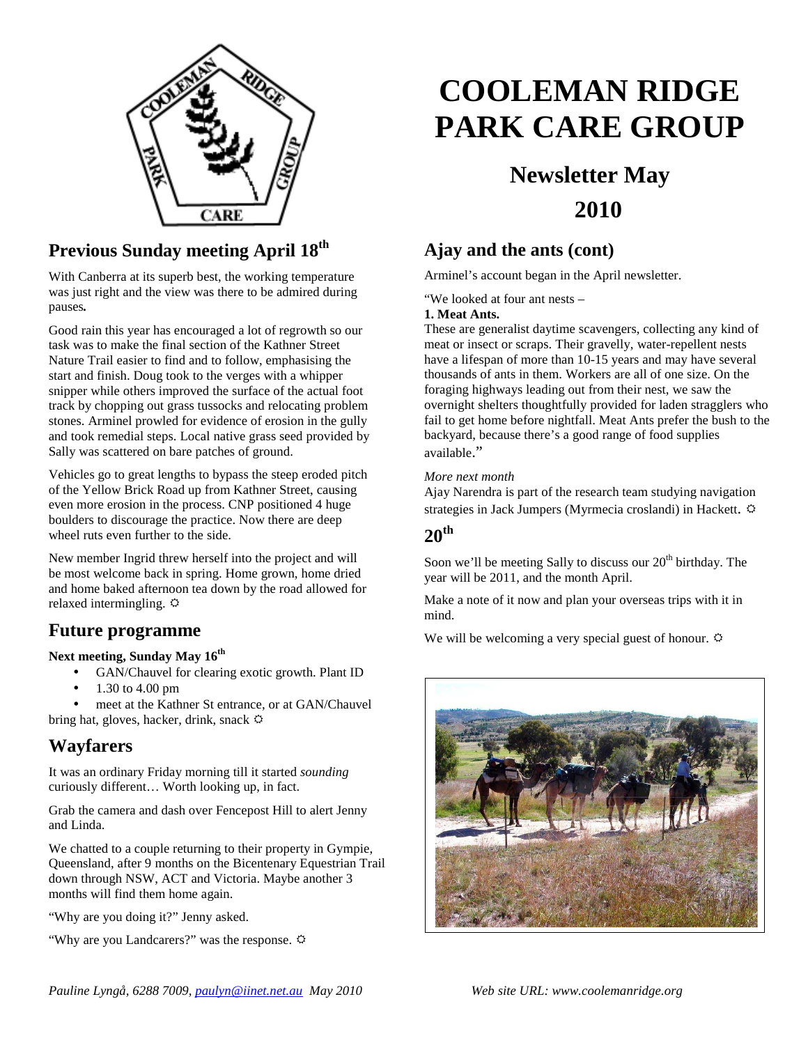# COOLEMAN RIDGE PARK CARE GROUP

## Newsletter May 2010

## Previous Sunday meeting April 18th

With Canberra at its superb best, the working temperature was just right and the view was there to be admired during pauses**.**

Good rain this year has encouraged a lot of regrowth so our task was to make the final section of the Kathner Street Nature Trail easier to find and to follow, emphasising the start and finish. Doug took to the verges with a whipper snipper while others improved the surface of the actual foot track by chopping out grass tussocks and relocating problem stones. Arminel prowled for evidence of erosion in the gully and took remedial steps. Local native grass seed provided by Sally was scattered on bare patches of ground.

Vehicles go to great lengths to bypass the steep eroded pitch of the Yellow Brick Road up from Kathner Street, causing even more erosion in the process. CNP positioned 4 huge boulders to discourage the practice. Now there are deep wheel ruts even further to the side.

New member Ingrid threw herself into the project and will be most welcome back in spring. Home grown, home dried and home baked afternoon tea down by the road allowed for relaxed intermingling. ☼

## Future programme

**Next meeting, Sunday May 16th**

- GAN/Chauvel for clearing exotic growth. Plant ID
- 1.30 to 4.00 pm
- meet at the Kathner St entrance, or at GAN/Chauvel

bring hat, gloves, hacker, drink, snack ☼

## Wayfarers

It was an ordinary Friday morning till it started *sounding* curiously different… Worth looking up, in fact.

Grab the camera and dash over Fencepost Hill to alert Jenny and Linda.

We chatted to a couple returning to their property in Gympie, Queensland, after 9 months on the Bicentenary Equestrian Trail down through NSW, ACT and Victoria. Maybe another 3 months will find them home again.

"Why are you doing it?" Jenny asked.

"Why are you Landcarers?" was the response. ☼

## Ajay and the ants (cont)

Arminel's account began in the April newsletter.

"We looked at four ant nests –

**1. Meat Ants.**
These are generalist daytime scavengers, collecting any kind of meat or insect or scraps. Their gravelly, water-repellent nests have a lifespan of more than 10-15 years and may have several thousands of ants in them. Workers are all of one size. On the foraging highways leading out from their nest, we saw the overnight shelters thoughtfully provided for laden stragglers who fail to get home before nightfall. Meat Ants prefer the bush to the backyard, because there's a good range of food supplies available."

*More next month*
Ajay Narendra is part of the research team studying navigation strategies in Jack Jumpers (Myrmecia croslandi) in Hackett. ☼

## 20th

Soon we'll be meeting Sally to discuss our 20th birthday. The year will be 2011, and the month April.

Make a note of it now and plan your overseas trips with it in mind.

We will be welcoming a very special guest of honour. ☼

*Pauline Lyngå, 6288 7009, paulyn@iinet.net.au May 2010* *Web site URL: www.coolemanridge.org*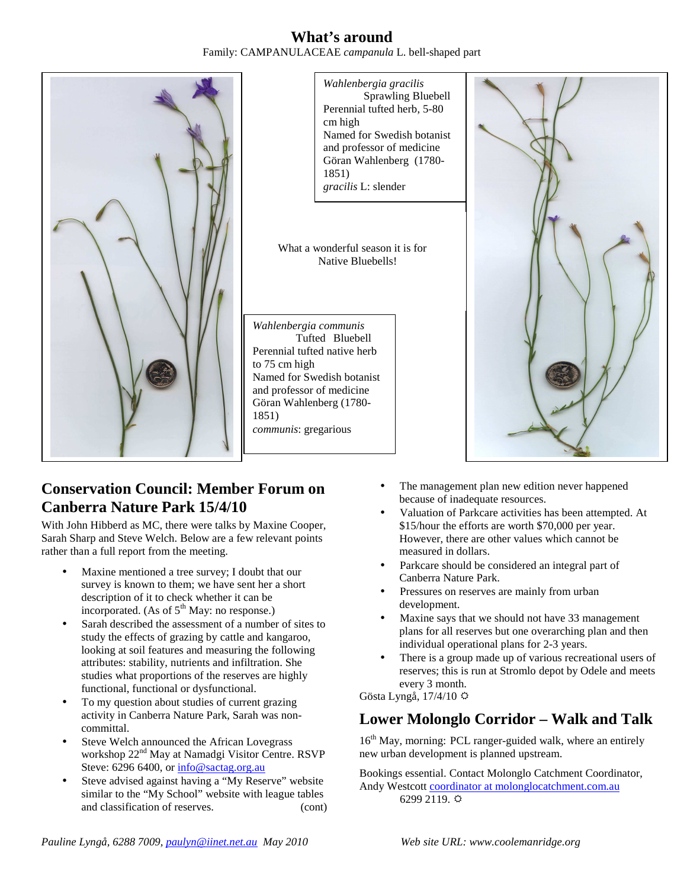# What's around

Family: CAMPANULACEAE *campanula* L. bell-shaped part

*Wahlenbergia gracilis*
Sprawling Bluebell
Perennial tufted herb, 5-80 cm high
Named for Swedish botanist and professor of medicine Göran Wahlenberg (1780-1851)
*gracilis* L: slender

What a wonderful season it is for Native Bluebells!

*Wahlenbergia communis*
Tufted Bluebell
Perennial tufted native herb to 75 cm high
Named for Swedish botanist and professor of medicine Göran Wahlenberg (1780-1851)
*communis*: gregarious

## Conservation Council: Member Forum on Canberra Nature Park 15/4/10

With John Hibberd as MC, there were talks by Maxine Cooper, Sarah Sharp and Steve Welch. Below are a few relevant points rather than a full report from the meeting.

- Maxine mentioned a tree survey; I doubt that our survey is known to them; we have sent her a short description of it to check whether it can be incorporated. (As of 5th May: no response.)
- Sarah described the assessment of a number of sites to study the effects of grazing by cattle and kangaroo, looking at soil features and measuring the following attributes: stability, nutrients and infiltration. She studies what proportions of the reserves are highly functional, functional or dysfunctional.
- To my question about studies of current grazing activity in Canberra Nature Park, Sarah was non-committal.
- Steve Welch announced the African Lovegrass workshop 22nd May at Namadgi Visitor Centre. RSVP Steve: 6296 6400, or info@sactag.org.au
- Steve advised against having a "My Reserve" website similar to the "My School" website with league tables and classification of reserves. (cont)
- The management plan new edition never happened because of inadequate resources.
- Valuation of Parkcare activities has been attempted. At $15/hour the efforts are worth $70,000 per year. However, there are other values which cannot be measured in dollars.
- Parkcare should be considered an integral part of Canberra Nature Park.
- Pressures on reserves are mainly from urban development.
- Maxine says that we should not have 33 management plans for all reserves but one overarching plan and then individual operational plans for 2-3 years.
- There is a group made up of various recreational users of reserves; this is run at Stromlo depot by Odele and meets every 3 month.

Gösta Lyngå, 17/4/10 ☼

## Lower Molonglo Corridor – Walk and Talk

16th May, morning: PCL ranger-guided walk, where an entirely new urban development is planned upstream.

Bookings essential. Contact Molonglo Catchment Coordinator, Andy Westcott coordinator at molonglocatchment.com.au 6299 2119. ☼

*Pauline Lyngå, 6288 7009, paulyn@iinet.net.au May 2010*

*Web site URL: www.coolemanridge.org*